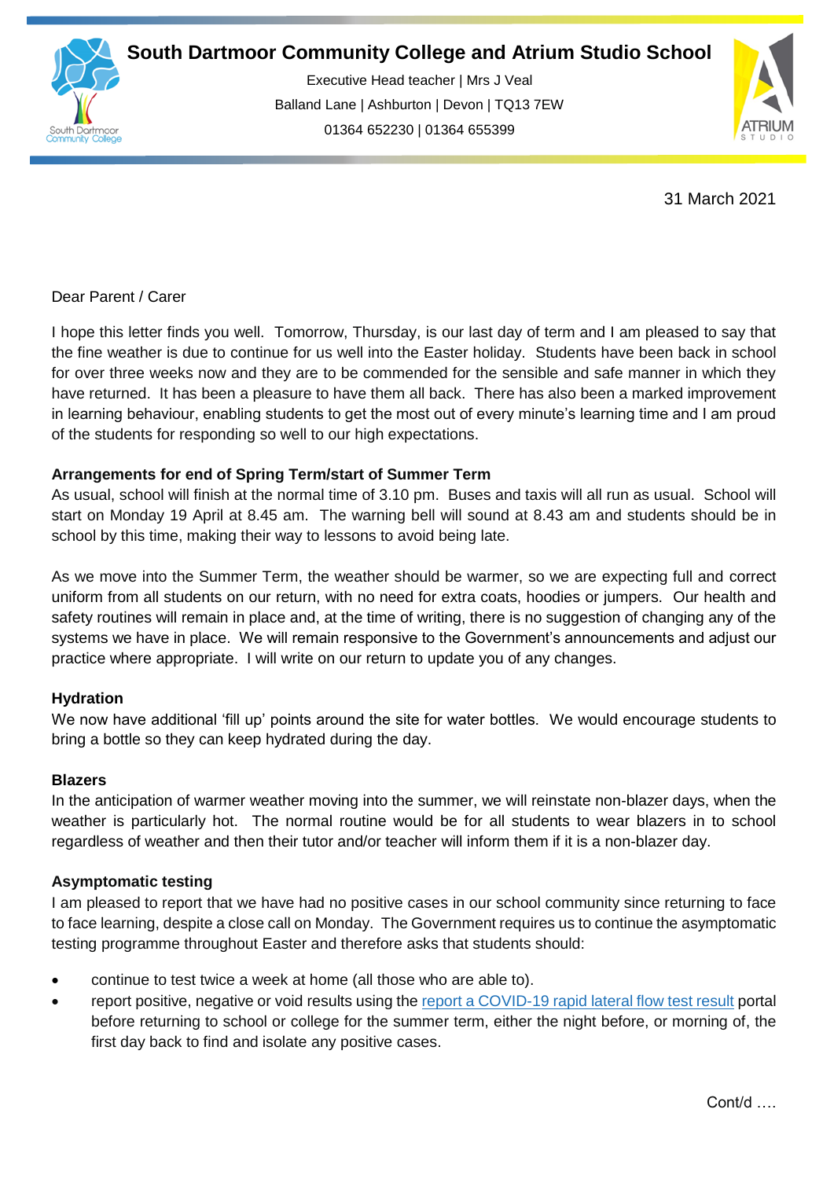# South Dartmoor Community College and Atrium Studio School

Executive Head teacher | Mrs J Veal
Balland Lane | Ashburton | Devon | TQ13 7EW
01364 652230 | 01364 655399

31 March 2021

Dear Parent / Carer

I hope this letter finds you well. Tomorrow, Thursday, is our last day of term and I am pleased to say that the fine weather is due to continue for us well into the Easter holiday. Students have been back in school for over three weeks now and they are to be commended for the sensible and safe manner in which they have returned. It has been a pleasure to have them all back. There has also been a marked improvement in learning behaviour, enabling students to get the most out of every minute's learning time and I am proud of the students for responding so well to our high expectations.

**Arrangements for end of Spring Term/start of Summer Term**
As usual, school will finish at the normal time of 3.10 pm. Buses and taxis will all run as usual. School will start on Monday 19 April at 8.45 am. The warning bell will sound at 8.43 am and students should be in school by this time, making their way to lessons to avoid being late.

As we move into the Summer Term, the weather should be warmer, so we are expecting full and correct uniform from all students on our return, with no need for extra coats, hoodies or jumpers. Our health and safety routines will remain in place and, at the time of writing, there is no suggestion of changing any of the systems we have in place. We will remain responsive to the Government's announcements and adjust our practice where appropriate. I will write on our return to update you of any changes.

**Hydration**
We now have additional 'fill up' points around the site for water bottles. We would encourage students to bring a bottle so they can keep hydrated during the day.

**Blazers**
In the anticipation of warmer weather moving into the summer, we will reinstate non-blazer days, when the weather is particularly hot. The normal routine would be for all students to wear blazers in to school regardless of weather and then their tutor and/or teacher will inform them if it is a non-blazer day.

**Asymptomatic testing**
I am pleased to report that we have had no positive cases in our school community since returning to face to face learning, despite a close call on Monday. The Government requires us to continue the asymptomatic testing programme throughout Easter and therefore asks that students should:

- continue to test twice a week at home (all those who are able to).
- report positive, negative or void results using the report a COVID-19 rapid lateral flow test result portal before returning to school or college for the summer term, either the night before, or morning of, the first day back to find and isolate any positive cases.

Cont/d ….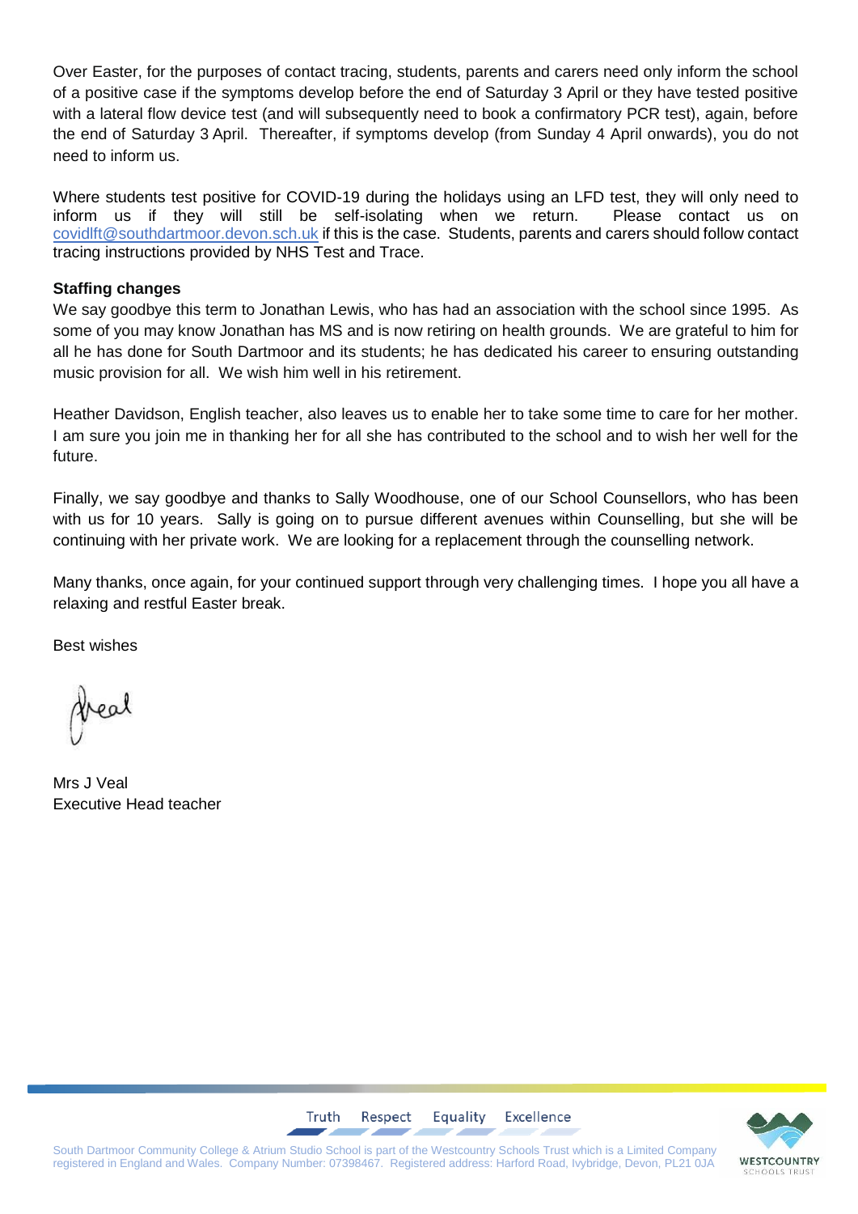Over Easter, for the purposes of contact tracing, students, parents and carers need only inform the school of a positive case if the symptoms develop before the end of Saturday 3 April or they have tested positive with a lateral flow device test (and will subsequently need to book a confirmatory PCR test), again, before the end of Saturday 3 April. Thereafter, if symptoms develop (from Sunday 4 April onwards), you do not need to inform us.

Where students test positive for COVID-19 during the holidays using an LFD test, they will only need to inform us if they will still be self-isolating when we return. Please contact us on covidlft@southdartmoor.devon.sch.uk if this is the case. Students, parents and carers should follow contact tracing instructions provided by NHS Test and Trace.

**Staffing changes**

We say goodbye this term to Jonathan Lewis, who has had an association with the school since 1995. As some of you may know Jonathan has MS and is now retiring on health grounds. We are grateful to him for all he has done for South Dartmoor and its students; he has dedicated his career to ensuring outstanding music provision for all. We wish him well in his retirement.

Heather Davidson, English teacher, also leaves us to enable her to take some time to care for her mother. I am sure you join me in thanking her for all she has contributed to the school and to wish her well for the future.

Finally, we say goodbye and thanks to Sally Woodhouse, one of our School Counsellors, who has been with us for 10 years. Sally is going on to pursue different avenues within Counselling, but she will be continuing with her private work. We are looking for a replacement through the counselling network.

Many thanks, once again, for your continued support through very challenging times. I hope you all have a relaxing and restful Easter break.

Best wishes

JVeal

Mrs J Veal
Executive Head teacher

Truth Respect Equality Excellence

South Dartmoor Community College & Atrium Studio School is part of the Westcountry Schools Trust which is a Limited Company registered in England and Wales. Company Number: 07398467. Registered address: Harford Road, Ivybridge, Devon, PL21 0JA

WESTCOUNTRY SCHOOLS TRUST